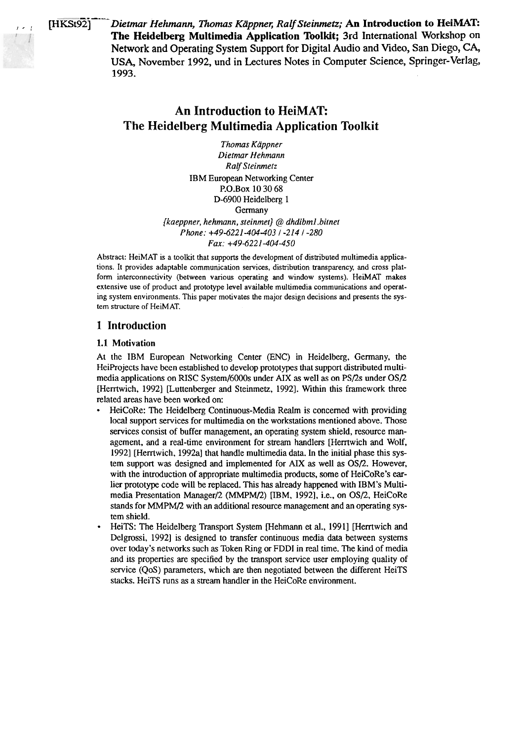[HKSt92] *Dietmar Hehmann, Thomas Käppner, Ralf Steinmetz;* **An Introduction to HeiMAT: The Heidelberg Multimedia Application Toolkit;** 3rd International Workshop on Network and Operating System Support for Digital Audio and Video, San Diego, CA, USA, November 1992, und in Lectures Notes in Computer Science, Springer-Verlag, 1993.

# An Introduction to HeiMAT: The Heidelberg Multimedia Application Toolkit

*Thomas Käppner*
*Dietmar Hehmann*
*Ralf Steinmetz*
IBM European Networking Center
P.O.Box 10 30 68
D-6900 Heidelberg 1
Germany
*{kaeppner, hehmann, steinmet} @ dhdibml.bitnet*
*Phone: +49-6221-404-403 / -214 / -280*
*Fax: +49-6221-404-450*

Abstract: HeiMAT is a toolkit that supports the development of distributed multimedia applications. It provides adaptable communication services, distribution transparency, and cross platform interconnectivity (between various operating and window systems). HeiMAT makes extensive use of product and prototype level available multimedia communications and operating system environments. This paper motivates the major design decisions and presents the system structure of HeiMAT.

## 1 Introduction

### 1.1 Motivation

At the IBM European Networking Center (ENC) in Heidelberg, Germany, the HeiProjects have been established to develop prototypes that support distributed multimedia applications on RISC System/6000s under AIX as well as on PS/2s under OS/2 [Herrtwich, 1992] [Luttenberger and Steinmetz, 1992]. Within this framework three related areas have been worked on:

- HeiCoRe: The Heidelberg Continuous-Media Realm is concerned with providing local support services for multimedia on the workstations mentioned above. Those services consist of buffer management, an operating system shield, resource management, and a real-time environment for stream handlers [Herrtwich and Wolf, 1992] [Herrtwich, 1992a] that handle multimedia data. In the initial phase this system support was designed and implemented for AIX as well as OS/2. However, with the introduction of appropriate multimedia products, some of HeiCoRe's earlier prototype code will be replaced. This has already happened with IBM's Multimedia Presentation Manager/2 (MMPM/2) [IBM, 1992], i.e., on OS/2, HeiCoRe stands for MMPM/2 with an additional resource management and an operating system shield.
- HeiTS: The Heidelberg Transport System [Hehmann et al., 1991] [Herrtwich and Delgrossi, 1992] is designed to transfer continuous media data between systems over today's networks such as Token Ring or FDDI in real time. The kind of media and its properties are specified by the transport service user employing quality of service (QoS) parameters, which are then negotiated between the different HeiTS stacks. HeiTS runs as a stream handler in the HeiCoRe environment.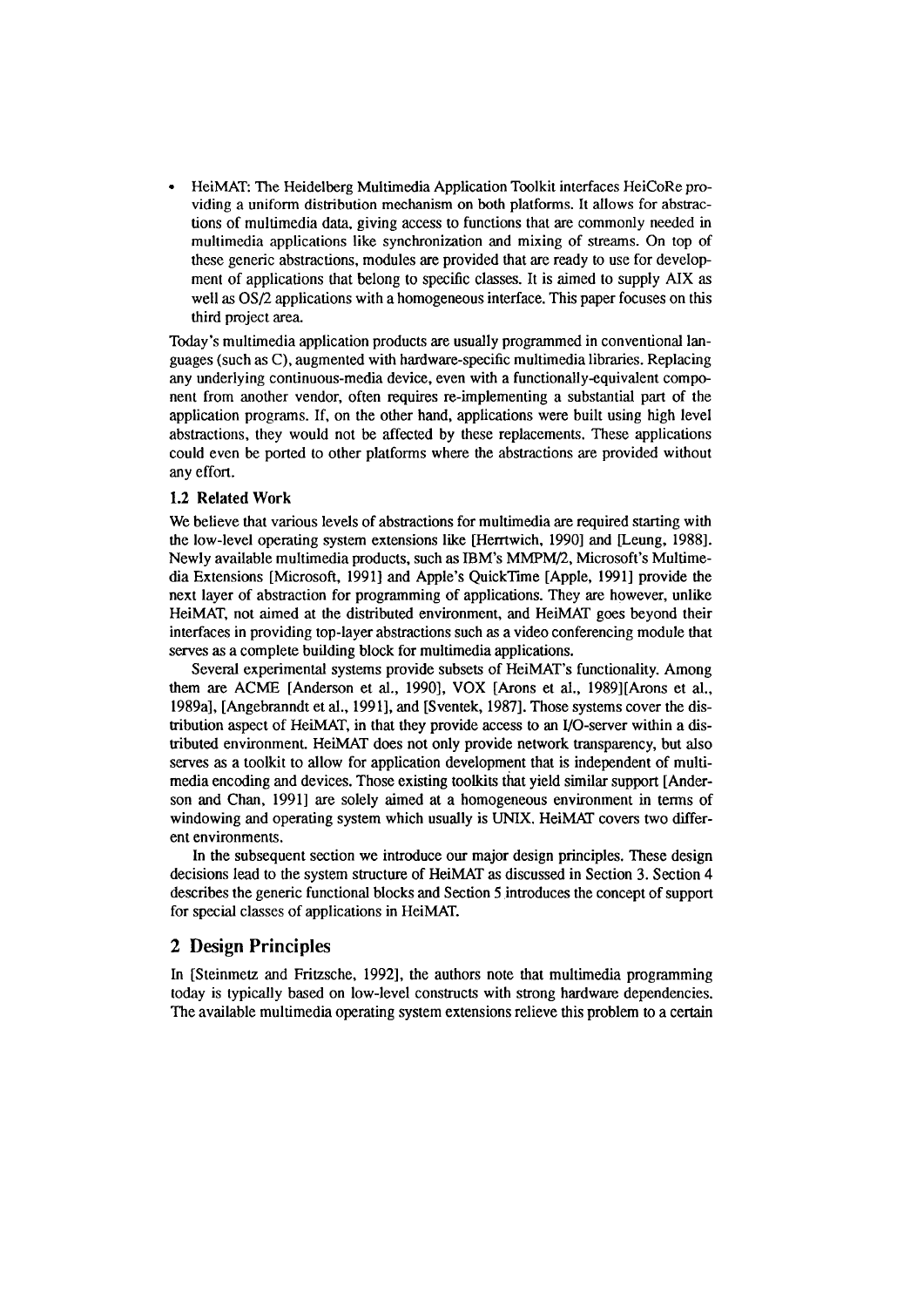- HeiMAT: The Heidelberg Multimedia Application Toolkit interfaces HeiCoRe providing a uniform distribution mechanism on both platforms. It allows for abstractions of multimedia data, giving access to functions that are commonly needed in multimedia applications like synchronization and mixing of streams. On top of these generic abstractions, modules are provided that are ready to use for development of applications that belong to specific classes. It is aimed to supply AIX as well as OS/2 applications with a homogeneous interface. This paper focuses on this third project area.

Today's multimedia application products are usually programmed in conventional languages (such as C), augmented with hardware-specific multimedia libraries. Replacing any underlying continuous-media device, even with a functionally-equivalent component from another vendor, often requires re-implementing a substantial part of the application programs. If, on the other hand, applications were built using high level abstractions, they would not be affected by these replacements. These applications could even be ported to other platforms where the abstractions are provided without any effort.

### 1.2 Related Work

We believe that various levels of abstractions for multimedia are required starting with the low-level operating system extensions like [Herrtwich, 1990] and [Leung, 1988]. Newly available multimedia products, such as IBM's MMPM/2, Microsoft's Multimedia Extensions [Microsoft, 1991] and Apple's QuickTime [Apple, 1991] provide the next layer of abstraction for programming of applications. They are however, unlike HeiMAT, not aimed at the distributed environment, and HeiMAT goes beyond their interfaces in providing top-layer abstractions such as a video conferencing module that serves as a complete building block for multimedia applications.

Several experimental systems provide subsets of HeiMAT's functionality. Among them are ACME [Anderson et al., 1990], VOX [Arons et al., 1989][Arons et al., 1989a], [Angebranndt et al., 1991], and [Sventek, 1987]. Those systems cover the distribution aspect of HeiMAT, in that they provide access to an I/O-server within a distributed environment. HeiMAT does not only provide network transparency, but also serves as a toolkit to allow for application development that is independent of multimedia encoding and devices. Those existing toolkits that yield similar support [Anderson and Chan, 1991] are solely aimed at a homogeneous environment in terms of windowing and operating system which usually is UNIX. HeiMAT covers two different environments.

In the subsequent section we introduce our major design principles. These design decisions lead to the system structure of HeiMAT as discussed in Section 3. Section 4 describes the generic functional blocks and Section 5 introduces the concept of support for special classes of applications in HeiMAT.

## 2 Design Principles

In [Steinmetz and Fritzsche, 1992], the authors note that multimedia programming today is typically based on low-level constructs with strong hardware dependencies. The available multimedia operating system extensions relieve this problem to a certain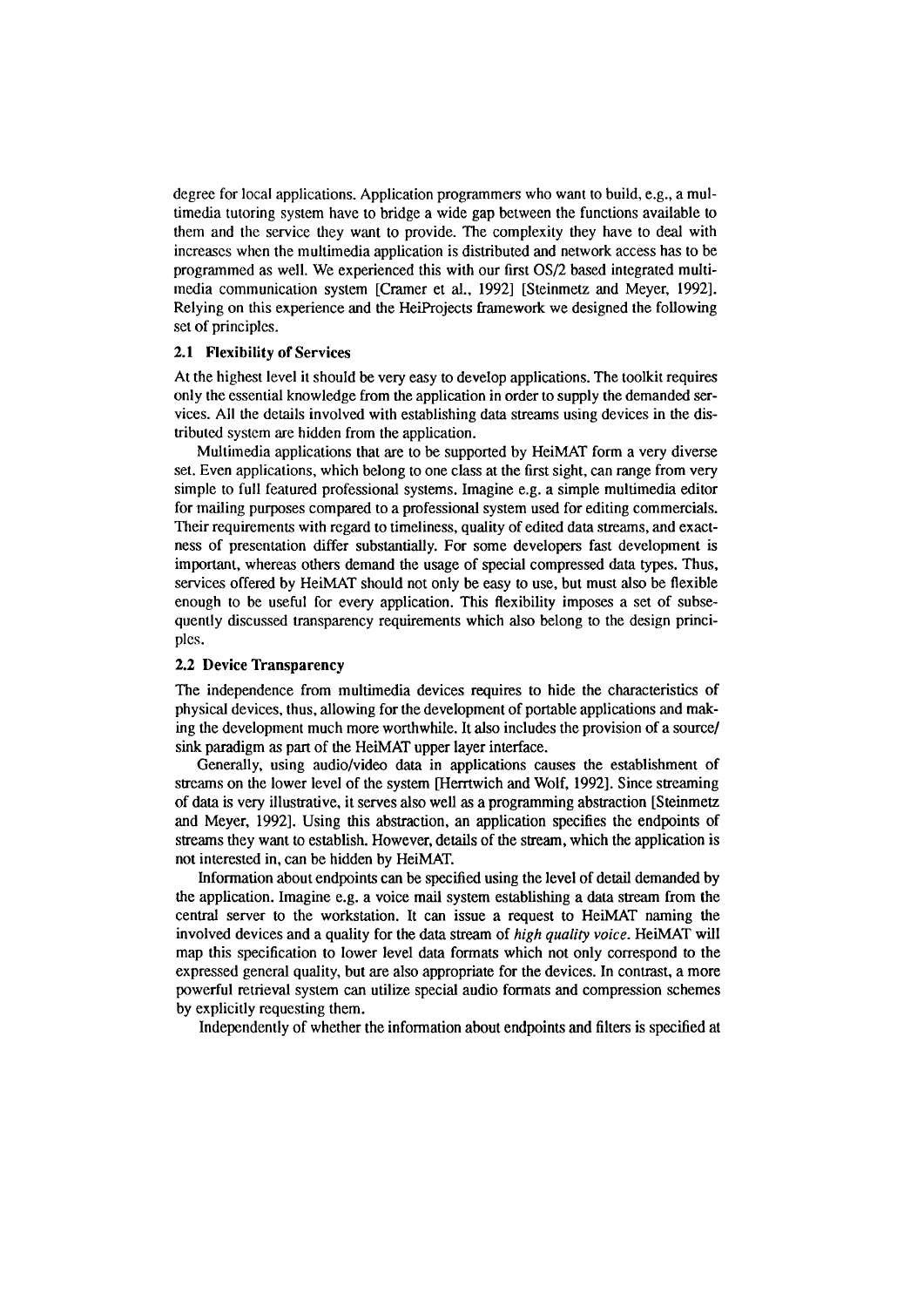degree for local applications. Application programmers who want to build, e.g., a multimedia tutoring system have to bridge a wide gap between the functions available to them and the service they want to provide. The complexity they have to deal with increases when the multimedia application is distributed and network access has to be programmed as well. We experienced this with our first OS/2 based integrated multimedia communication system [Cramer et al., 1992] [Steinmetz and Meyer, 1992]. Relying on this experience and the HeiProjects framework we designed the following set of principles.

### 2.1 Flexibility of Services

At the highest level it should be very easy to develop applications. The toolkit requires only the essential knowledge from the application in order to supply the demanded services. All the details involved with establishing data streams using devices in the distributed system are hidden from the application.

Multimedia applications that are to be supported by HeiMAT form a very diverse set. Even applications, which belong to one class at the first sight, can range from very simple to full featured professional systems. Imagine e.g. a simple multimedia editor for mailing purposes compared to a professional system used for editing commercials. Their requirements with regard to timeliness, quality of edited data streams, and exactness of presentation differ substantially. For some developers fast development is important, whereas others demand the usage of special compressed data types. Thus, services offered by HeiMAT should not only be easy to use, but must also be flexible enough to be useful for every application. This flexibility imposes a set of subsequently discussed transparency requirements which also belong to the design principles.

### 2.2 Device Transparency

The independence from multimedia devices requires to hide the characteristics of physical devices, thus, allowing for the development of portable applications and making the development much more worthwhile. It also includes the provision of a source/sink paradigm as part of the HeiMAT upper layer interface.

Generally, using audio/video data in applications causes the establishment of streams on the lower level of the system [Herrtwich and Wolf, 1992]. Since streaming of data is very illustrative, it serves also well as a programming abstraction [Steinmetz and Meyer, 1992]. Using this abstraction, an application specifies the endpoints of streams they want to establish. However, details of the stream, which the application is not interested in, can be hidden by HeiMAT.

Information about endpoints can be specified using the level of detail demanded by the application. Imagine e.g. a voice mail system establishing a data stream from the central server to the workstation. It can issue a request to HeiMAT naming the involved devices and a quality for the data stream of *high quality voice*. HeiMAT will map this specification to lower level data formats which not only correspond to the expressed general quality, but are also appropriate for the devices. In contrast, a more powerful retrieval system can utilize special audio formats and compression schemes by explicitly requesting them.

Independently of whether the information about endpoints and filters is specified at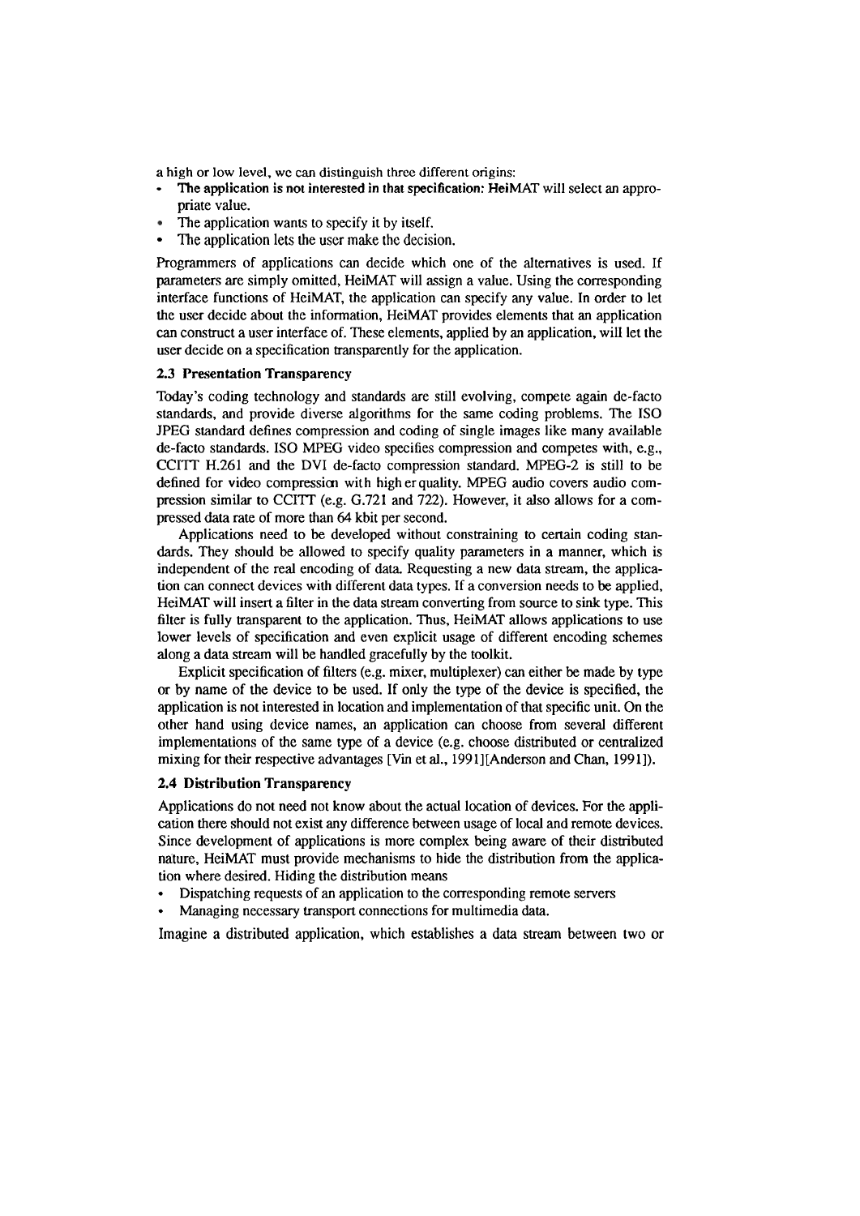a high or low level, we can distinguish three different origins:

- **The application is not interested in that specification:** HeiMAT will select an appropriate value.
- The application wants to specify it by itself.
- The application lets the user make the decision.

Programmers of applications can decide which one of the alternatives is used. If parameters are simply omitted, HeiMAT will assign a value. Using the corresponding interface functions of HeiMAT, the application can specify any value. In order to let the user decide about the information, HeiMAT provides elements that an application can construct a user interface of. These elements, applied by an application, will let the user decide on a specification transparently for the application.

### 2.3 Presentation Transparency

Today's coding technology and standards are still evolving, compete again de-facto standards, and provide diverse algorithms for the same coding problems. The ISO JPEG standard defines compression and coding of single images like many available de-facto standards. ISO MPEG video specifies compression and competes with, e.g., CCITT H.261 and the DVI de-facto compression standard. MPEG-2 is still to be defined for video compression with higher quality. MPEG audio covers audio compression similar to CCITT (e.g. G.721 and 722). However, it also allows for a compressed data rate of more than 64 kbit per second.

Applications need to be developed without constraining to certain coding standards. They should be allowed to specify quality parameters in a manner, which is independent of the real encoding of data. Requesting a new data stream, the application can connect devices with different data types. If a conversion needs to be applied, HeiMAT will insert a filter in the data stream converting from source to sink type. This filter is fully transparent to the application. Thus, HeiMAT allows applications to use lower levels of specification and even explicit usage of different encoding schemes along a data stream will be handled gracefully by the toolkit.

Explicit specification of filters (e.g. mixer, multiplexer) can either be made by type or by name of the device to be used. If only the type of the device is specified, the application is not interested in location and implementation of that specific unit. On the other hand using device names, an application can choose from several different implementations of the same type of a device (e.g. choose distributed or centralized mixing for their respective advantages [Vin et al., 1991][Anderson and Chan, 1991]).

### 2.4 Distribution Transparency

Applications do not need not know about the actual location of devices. For the application there should not exist any difference between usage of local and remote devices. Since development of applications is more complex being aware of their distributed nature, HeiMAT must provide mechanisms to hide the distribution from the application where desired. Hiding the distribution means

- Dispatching requests of an application to the corresponding remote servers
- Managing necessary transport connections for multimedia data.

Imagine a distributed application, which establishes a data stream between two or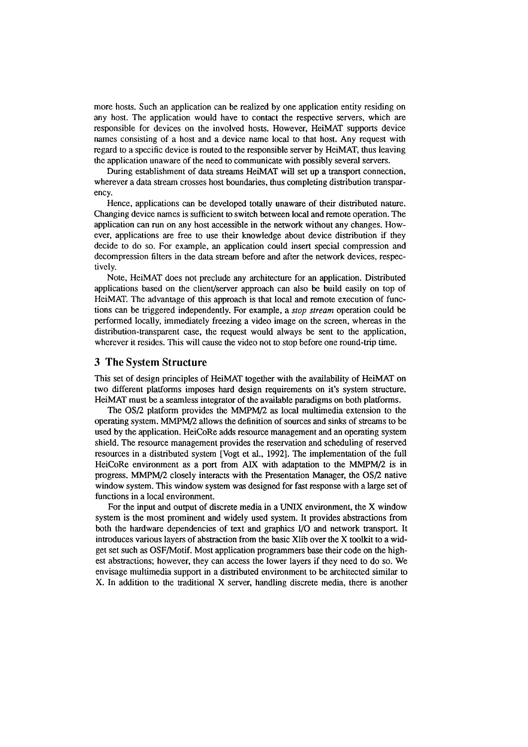more hosts. Such an application can be realized by one application entity residing on any host. The application would have to contact the respective servers, which are responsible for devices on the involved hosts. However, HeiMAT supports device names consisting of a host and a device name local to that host. Any request with regard to a specific device is routed to the responsible server by HeiMAT, thus leaving the application unaware of the need to communicate with possibly several servers.

During establishment of data streams HeiMAT will set up a transport connection, wherever a data stream crosses host boundaries, thus completing distribution transparency.

Hence, applications can be developed totally unaware of their distributed nature. Changing device names is sufficient to switch between local and remote operation. The application can run on any host accessible in the network without any changes. However, applications are free to use their knowledge about device distribution if they decide to do so. For example, an application could insert special compression and decompression filters in the data stream before and after the network devices, respectively.

Note, HeiMAT does not preclude any architecture for an application. Distributed applications based on the client/server approach can also be build easily on top of HeiMAT. The advantage of this approach is that local and remote execution of functions can be triggered independently. For example, a *stop stream* operation could be performed locally, immediately freezing a video image on the screen, whereas in the distribution-transparent case, the request would always be sent to the application, wherever it resides. This will cause the video not to stop before one round-trip time.

## 3 The System Structure

This set of design principles of HeiMAT together with the availability of HeiMAT on two different platforms imposes hard design requirements on it's system structure. HeiMAT must be a seamless integrator of the available paradigms on both platforms.

The OS/2 platform provides the MMPM/2 as local multimedia extension to the operating system. MMPM/2 allows the definition of sources and sinks of streams to be used by the application. HeiCoRe adds resource management and an operating system shield. The resource management provides the reservation and scheduling of reserved resources in a distributed system [Vogt et al., 1992]. The implementation of the full HeiCoRe environment as a port from AIX with adaptation to the MMPM/2 is in progress. MMPM/2 closely interacts with the Presentation Manager, the OS/2 native window system. This window system was designed for fast response with a large set of functions in a local environment.

For the input and output of discrete media in a UNIX environment, the X window system is the most prominent and widely used system. It provides abstractions from both the hardware dependencies of text and graphics I/O and network transport. It introduces various layers of abstraction from the basic Xlib over the X toolkit to a widget set such as OSF/Motif. Most application programmers base their code on the highest abstractions; however, they can access the lower layers if they need to do so. We envisage multimedia support in a distributed environment to be architected similar to X. In addition to the traditional X server, handling discrete media, there is another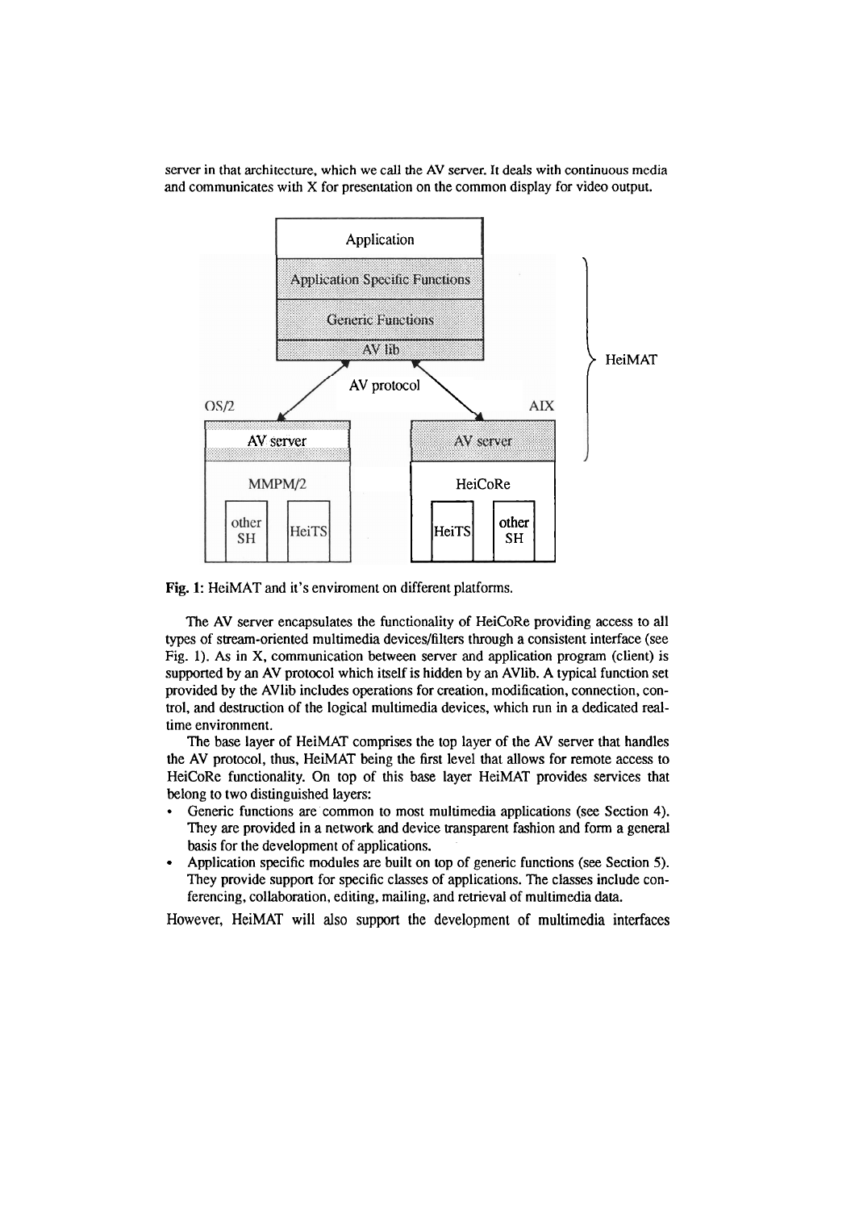server in that architecture, which we call the AV server. It deals with continuous media and communicates with X for presentation on the common display for video output.

**Fig. 1:** HeiMAT and it's enviroment on different platforms.

The AV server encapsulates the functionality of HeiCoRe providing access to all types of stream-oriented multimedia devices/filters through a consistent interface (see Fig. 1). As in X, communication between server and application program (client) is supported by an AV protocol which itself is hidden by an AVlib. A typical function set provided by the AVlib includes operations for creation, modification, connection, control, and destruction of the logical multimedia devices, which run in a dedicated real-time environment.

The base layer of HeiMAT comprises the top layer of the AV server that handles the AV protocol, thus, HeiMAT being the first level that allows for remote access to HeiCoRe functionality. On top of this base layer HeiMAT provides services that belong to two distinguished layers:

- Generic functions are common to most multimedia applications (see Section 4). They are provided in a network and device transparent fashion and form a general basis for the development of applications.
- Application specific modules are built on top of generic functions (see Section 5). They provide support for specific classes of applications. The classes include conferencing, collaboration, editing, mailing, and retrieval of multimedia data.

However, HeiMAT will also support the development of multimedia interfaces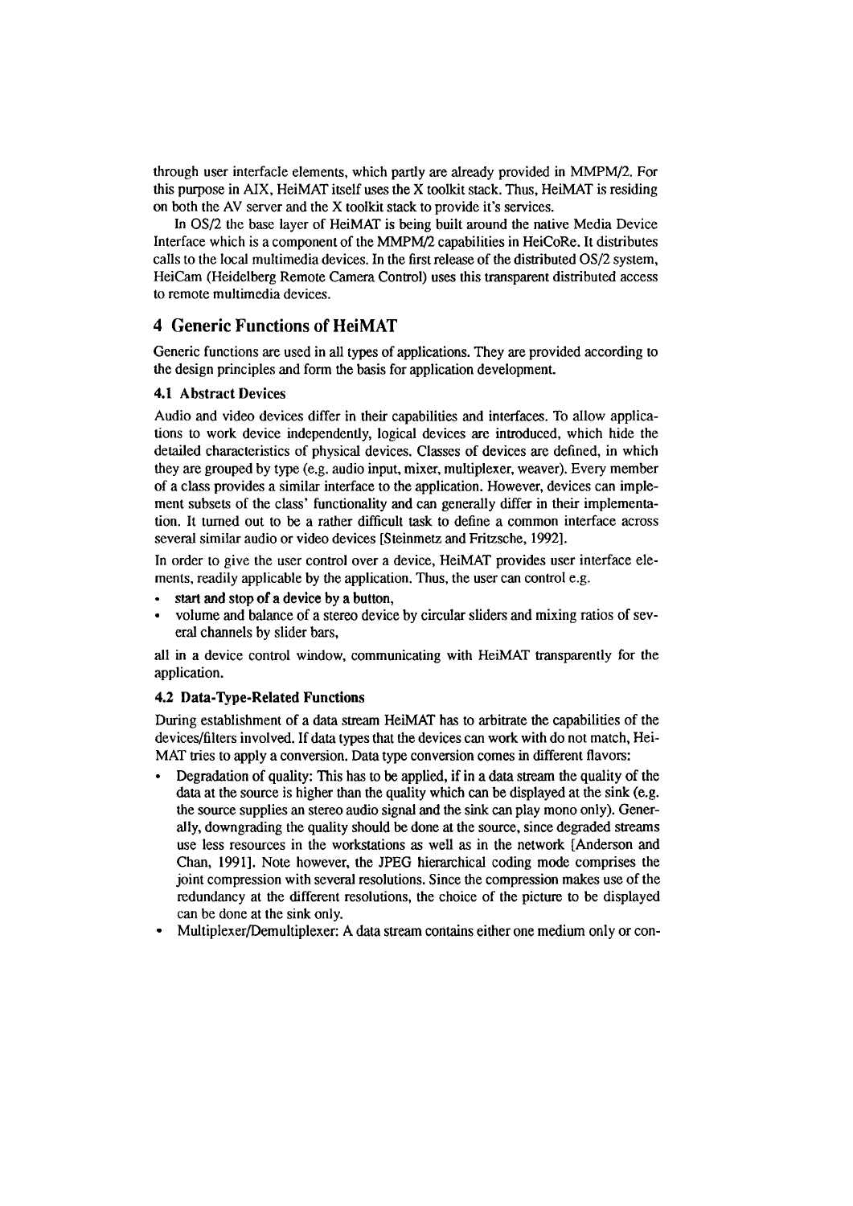through user interfacle elements, which partly are already provided in MMPM/2. For this purpose in AIX, HeiMAT itself uses the X toolkit stack. Thus, HeiMAT is residing on both the AV server and the X toolkit stack to provide it's services.

In OS/2 the base layer of HeiMAT is being built around the native Media Device Interface which is a component of the MMPM/2 capabilities in HeiCoRe. It distributes calls to the local multimedia devices. In the first release of the distributed OS/2 system, HeiCam (Heidelberg Remote Camera Control) uses this transparent distributed access to remote multimedia devices.

## 4 Generic Functions of HeiMAT

Generic functions are used in all types of applications. They are provided according to the design principles and form the basis for application development.

### 4.1 Abstract Devices

Audio and video devices differ in their capabilities and interfaces. To allow applications to work device independently, logical devices are introduced, which hide the detailed characteristics of physical devices. Classes of devices are defined, in which they are grouped by type (e.g. audio input, mixer, multiplexer, weaver). Every member of a class provides a similar interface to the application. However, devices can implement subsets of the class' functionality and can generally differ in their implementation. It turned out to be a rather difficult task to define a common interface across several similar audio or video devices [Steinmetz and Fritzsche, 1992].

In order to give the user control over a device, HeiMAT provides user interface elements, readily applicable by the application. Thus, the user can control e.g.

- start and stop of a device by a button,
- volume and balance of a stereo device by circular sliders and mixing ratios of several channels by slider bars,

all in a device control window, communicating with HeiMAT transparently for the application.

### 4.2 Data-Type-Related Functions

During establishment of a data stream HeiMAT has to arbitrate the capabilities of the devices/filters involved. If data types that the devices can work with do not match, HeiMAT tries to apply a conversion. Data type conversion comes in different flavors:

- Degradation of quality: This has to be applied, if in a data stream the quality of the data at the source is higher than the quality which can be displayed at the sink (e.g. the source supplies an stereo audio signal and the sink can play mono only). Generally, downgrading the quality should be done at the source, since degraded streams use less resources in the workstations as well as in the network [Anderson and Chan, 1991]. Note however, the JPEG hierarchical coding mode comprises the joint compression with several resolutions. Since the compression makes use of the redundancy at the different resolutions, the choice of the picture to be displayed can be done at the sink only.
- Multiplexer/Demultiplexer: A data stream contains either one medium only or con-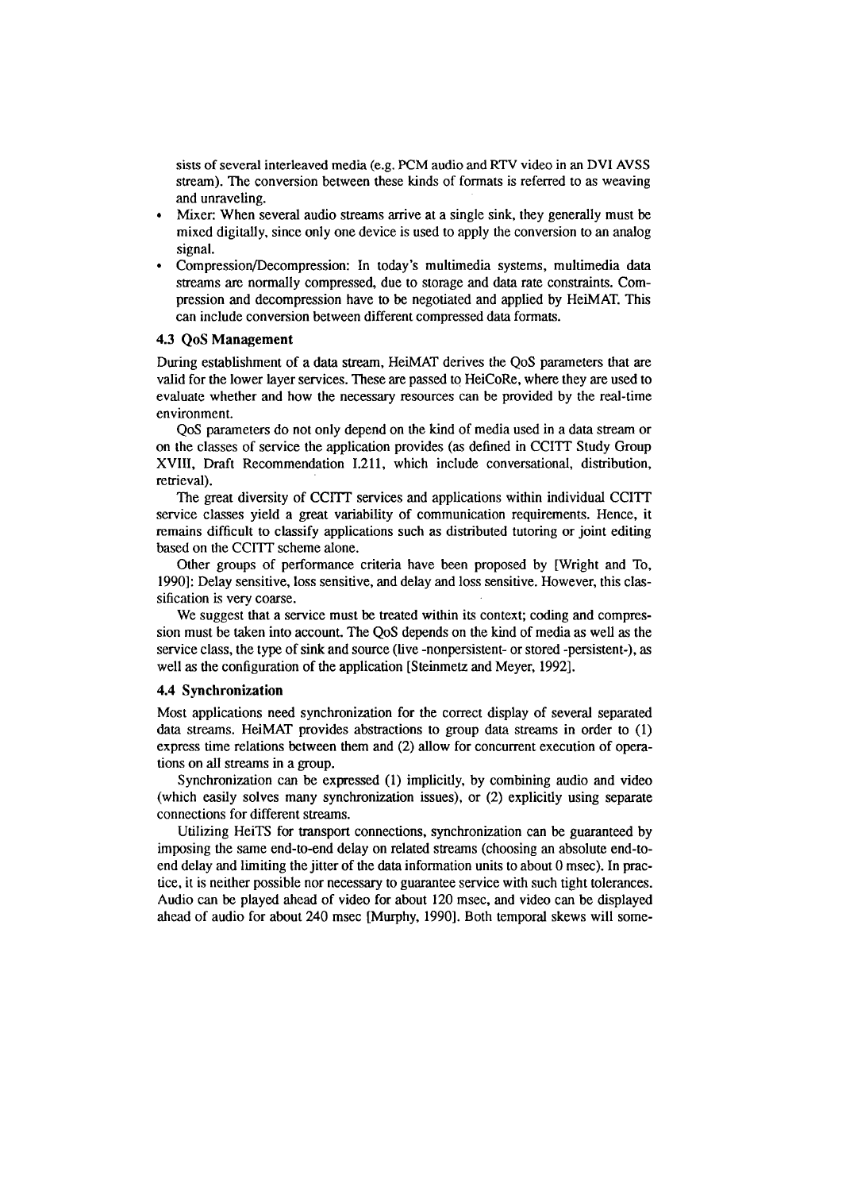sists of several interleaved media (e.g. PCM audio and RTV video in an DVI AVSS stream). The conversion between these kinds of formats is referred to as weaving and unraveling.

- Mixer: When several audio streams arrive at a single sink, they generally must be mixed digitally, since only one device is used to apply the conversion to an analog signal.
- Compression/Decompression: In today's multimedia systems, multimedia data streams are normally compressed, due to storage and data rate constraints. Compression and decompression have to be negotiated and applied by HeiMAT. This can include conversion between different compressed data formats.

### 4.3 QoS Management

During establishment of a data stream, HeiMAT derives the QoS parameters that are valid for the lower layer services. These are passed to HeiCoRe, where they are used to evaluate whether and how the necessary resources can be provided by the real-time environment.

QoS parameters do not only depend on the kind of media used in a data stream or on the classes of service the application provides (as defined in CCITT Study Group XVIII, Draft Recommendation I.211, which include conversational, distribution, retrieval).

The great diversity of CCITT services and applications within individual CCITT service classes yield a great variability of communication requirements. Hence, it remains difficult to classify applications such as distributed tutoring or joint editing based on the CCITT scheme alone.

Other groups of performance criteria have been proposed by [Wright and To, 1990]: Delay sensitive, loss sensitive, and delay and loss sensitive. However, this classification is very coarse.

We suggest that a service must be treated within its context; coding and compression must be taken into account. The QoS depends on the kind of media as well as the service class, the type of sink and source (live -nonpersistent- or stored -persistent-), as well as the configuration of the application [Steinmetz and Meyer, 1992].

### 4.4 Synchronization

Most applications need synchronization for the correct display of several separated data streams. HeiMAT provides abstractions to group data streams in order to (1) express time relations between them and (2) allow for concurrent execution of operations on all streams in a group.

Synchronization can be expressed (1) implicitly, by combining audio and video (which easily solves many synchronization issues), or (2) explicitly using separate connections for different streams.

Utilizing HeiTS for transport connections, synchronization can be guaranteed by imposing the same end-to-end delay on related streams (choosing an absolute end-to-end delay and limiting the jitter of the data information units to about 0 msec). In practice, it is neither possible nor necessary to guarantee service with such tight tolerances. Audio can be played ahead of video for about 120 msec, and video can be displayed ahead of audio for about 240 msec [Murphy, 1990]. Both temporal skews will some-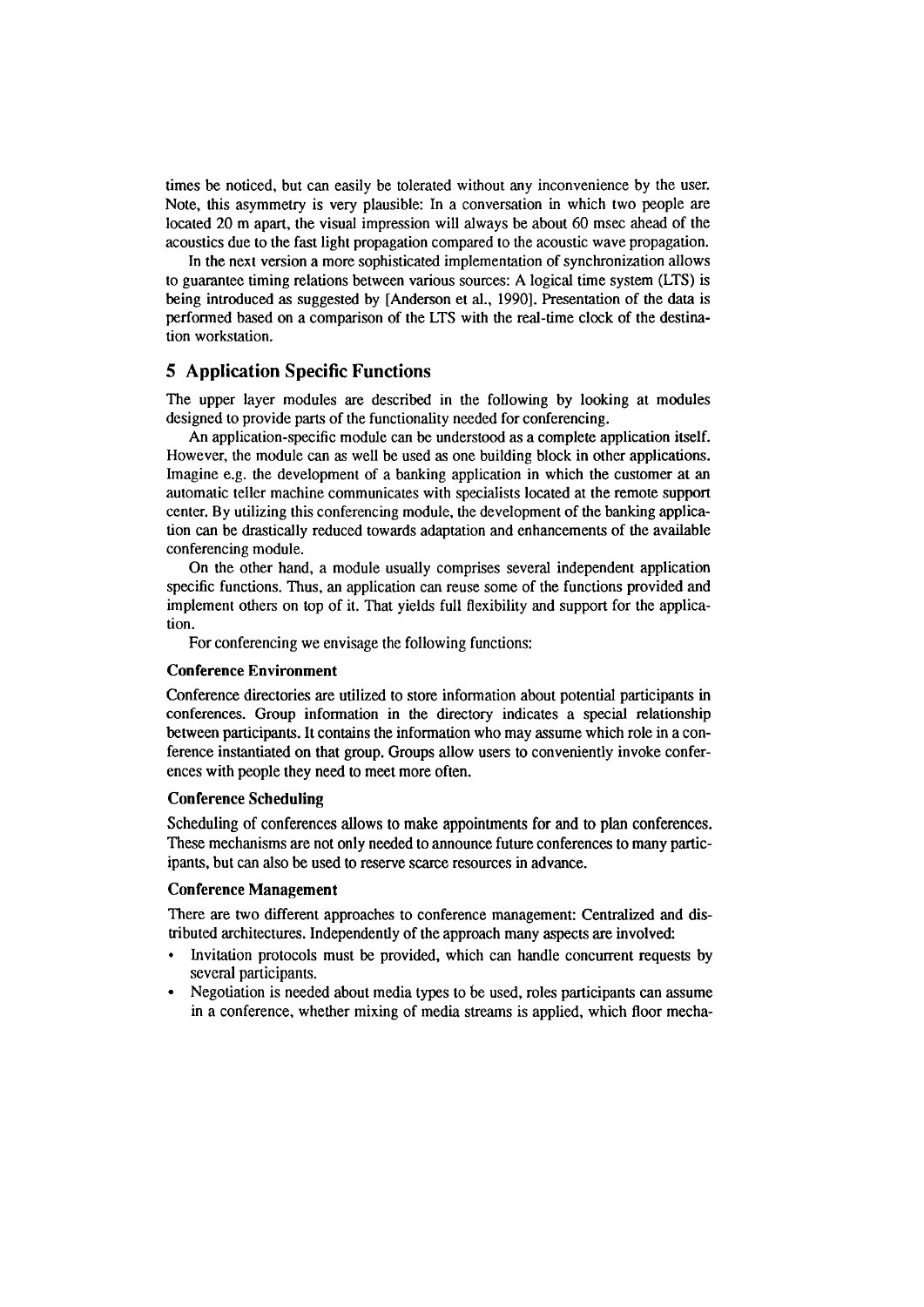times be noticed, but can easily be tolerated without any inconvenience by the user. Note, this asymmetry is very plausible: In a conversation in which two people are located 20 m apart, the visual impression will always be about 60 msec ahead of the acoustics due to the fast light propagation compared to the acoustic wave propagation.

In the next version a more sophisticated implementation of synchronization allows to guarantee timing relations between various sources: A logical time system (LTS) is being introduced as suggested by [Anderson et al., 1990]. Presentation of the data is performed based on a comparison of the LTS with the real-time clock of the destination workstation.

## 5 Application Specific Functions

The upper layer modules are described in the following by looking at modules designed to provide parts of the functionality needed for conferencing.

An application-specific module can be understood as a complete application itself. However, the module can as well be used as one building block in other applications. Imagine e.g. the development of a banking application in which the customer at an automatic teller machine communicates with specialists located at the remote support center. By utilizing this conferencing module, the development of the banking application can be drastically reduced towards adaptation and enhancements of the available conferencing module.

On the other hand, a module usually comprises several independent application specific functions. Thus, an application can reuse some of the functions provided and implement others on top of it. That yields full flexibility and support for the application.

For conferencing we envisage the following functions:

**Conference Environment**

Conference directories are utilized to store information about potential participants in conferences. Group information in the directory indicates a special relationship between participants. It contains the information who may assume which role in a conference instantiated on that group. Groups allow users to conveniently invoke conferences with people they need to meet more often.

**Conference Scheduling**

Scheduling of conferences allows to make appointments for and to plan conferences. These mechanisms are not only needed to announce future conferences to many participants, but can also be used to reserve scarce resources in advance.

**Conference Management**

There are two different approaches to conference management: Centralized and distributed architectures. Independently of the approach many aspects are involved:

- Invitation protocols must be provided, which can handle concurrent requests by several participants.
- Negotiation is needed about media types to be used, roles participants can assume in a conference, whether mixing of media streams is applied, which floor mecha-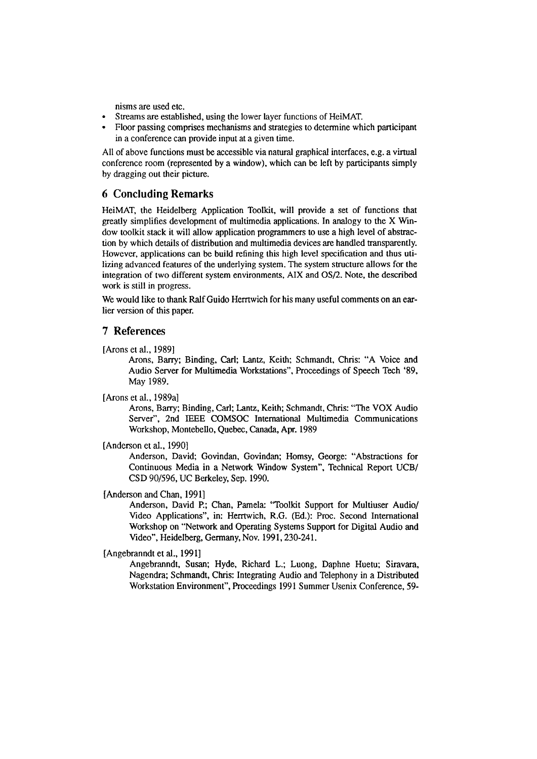nisms are used etc.

- Streams are established, using the lower layer functions of HeiMAT.
- Floor passing comprises mechanisms and strategies to determine which participant in a conference can provide input at a given time.

All of above functions must be accessible via natural graphical interfaces, e.g. a virtual conference room (represented by a window), which can be left by participants simply by dragging out their picture.

## 6 Concluding Remarks

HeiMAT, the Heidelberg Application Toolkit, will provide a set of functions that greatly simplifies development of multimedia applications. In analogy to the X Window toolkit stack it will allow application programmers to use a high level of abstraction by which details of distribution and multimedia devices are handled transparently. However, applications can be build refining this high level specification and thus utilizing advanced features of the underlying system. The system structure allows for the integration of two different system environments, AIX and OS/2. Note, the described work is still in progress.

We would like to thank Ralf Guido Herrtwich for his many useful comments on an earlier version of this paper.

## 7 References

[Arons et al., 1989]
: Arons, Barry; Binding, Carl; Lantz, Keith; Schmandt, Chris: "A Voice and Audio Server for Multimedia Workstations", Proceedings of Speech Tech '89, May 1989.

[Arons et al., 1989a]
: Arons, Barry; Binding, Carl; Lantz, Keith; Schmandt, Chris: "The VOX Audio Server", 2nd IEEE COMSOC International Multimedia Communications Workshop, Montebello, Quebec, Canada, Apr. 1989

[Anderson et al., 1990]
: Anderson, David; Govindan, Govindan; Homsy, George: "Abstractions for Continuous Media in a Network Window System", Technical Report UCB/CSD 90/596, UC Berkeley, Sep. 1990.

[Anderson and Chan, 1991]
: Anderson, David P.; Chan, Pamela: "Toolkit Support for Multiuser Audio/Video Applications", in: Herrtwich, R.G. (Ed.): Proc. Second International Workshop on "Network and Operating Systems Support for Digital Audio and Video", Heidelberg, Germany, Nov. 1991, 230-241.

[Angebranndt et al., 1991]
: Angebranndt, Susan; Hyde, Richard L.; Luong, Daphne Huetu; Siravara, Nagendra; Schmandt, Chris: Integrating Audio and Telephony in a Distributed Workstation Environment", Proceedings 1991 Summer Usenix Conference, 59-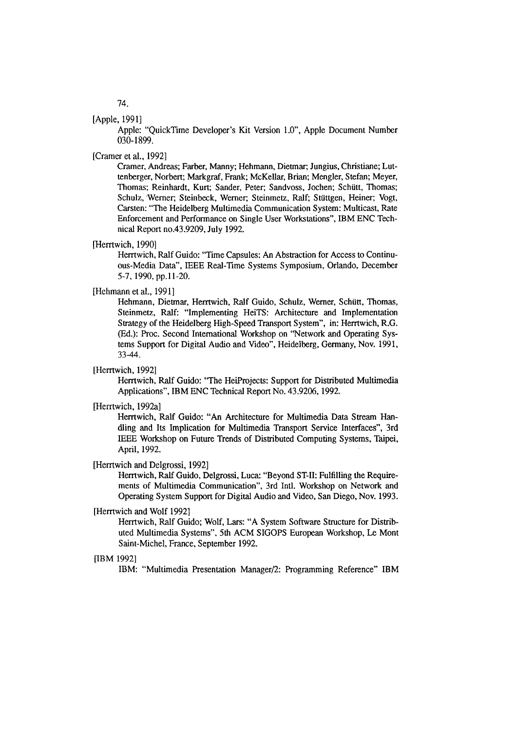74.

[Apple, 1991]

Apple: "QuickTime Developer's Kit Version 1.0", Apple Document Number 030-1899.

[Cramer et al., 1992]

Cramer, Andreas; Farber, Manny; Hehmann, Dietmar; Jungius, Christiane; Luttenberger, Norbert; Markgraf, Frank; McKellar, Brian; Mengler, Stefan; Meyer, Thomas; Reinhardt, Kurt; Sander, Peter; Sandvoss, Jochen; Schütt, Thomas; Schulz, Werner; Steinbeck, Werner; Steinmetz, Ralf; Stüttgen, Heiner; Vogt, Carsten: "The Heidelberg Multimedia Communication System: Multicast, Rate Enforcement and Performance on Single User Workstations", IBM ENC Technical Report no.43.9209, July 1992.

[Herrtwich, 1990]

Herrtwich, Ralf Guido: "Time Capsules: An Abstraction for Access to Continuous-Media Data", IEEE Real-Time Systems Symposium, Orlando, December 5-7, 1990, pp.11-20.

[Hehmann et al., 1991]

Hehmann, Dietmar, Herrtwich, Ralf Guido, Schulz, Werner, Schütt, Thomas, Steinmetz, Ralf: "Implementing HeiTS: Architecture and Implementation Strategy of the Heidelberg High-Speed Transport System", in: Herrtwich, R.G. (Ed.): Proc. Second International Workshop on "Network and Operating Systems Support for Digital Audio and Video", Heidelberg, Germany, Nov. 1991, 33-44.

[Herrtwich, 1992]

Herrtwich, Ralf Guido: "The HeiProjects: Support for Distributed Multimedia Applications", IBM ENC Technical Report No. 43.9206, 1992.

[Herrtwich, 1992a]

Herrtwich, Ralf Guido: "An Architecture for Multimedia Data Stream Handling and Its Implication for Multimedia Transport Service Interfaces", 3rd IEEE Workshop on Future Trends of Distributed Computing Systems, Taipei, April, 1992.

[Herrtwich and Delgrossi, 1992]

Herrtwich, Ralf Guido, Delgrossi, Luca: "Beyond ST-II: Fulfilling the Requirements of Multimedia Communication", 3rd Intl. Workshop on Network and Operating System Support for Digital Audio and Video, San Diego, Nov. 1993.

[Herrtwich and Wolf 1992]

Herrtwich, Ralf Guido; Wolf, Lars: "A System Software Structure for Distributed Multimedia Systems", 5th ACM SIGOPS European Workshop, Le Mont Saint-Michel, France, September 1992.

[IBM 1992]

IBM: "Multimedia Presentation Manager/2: Programming Reference" IBM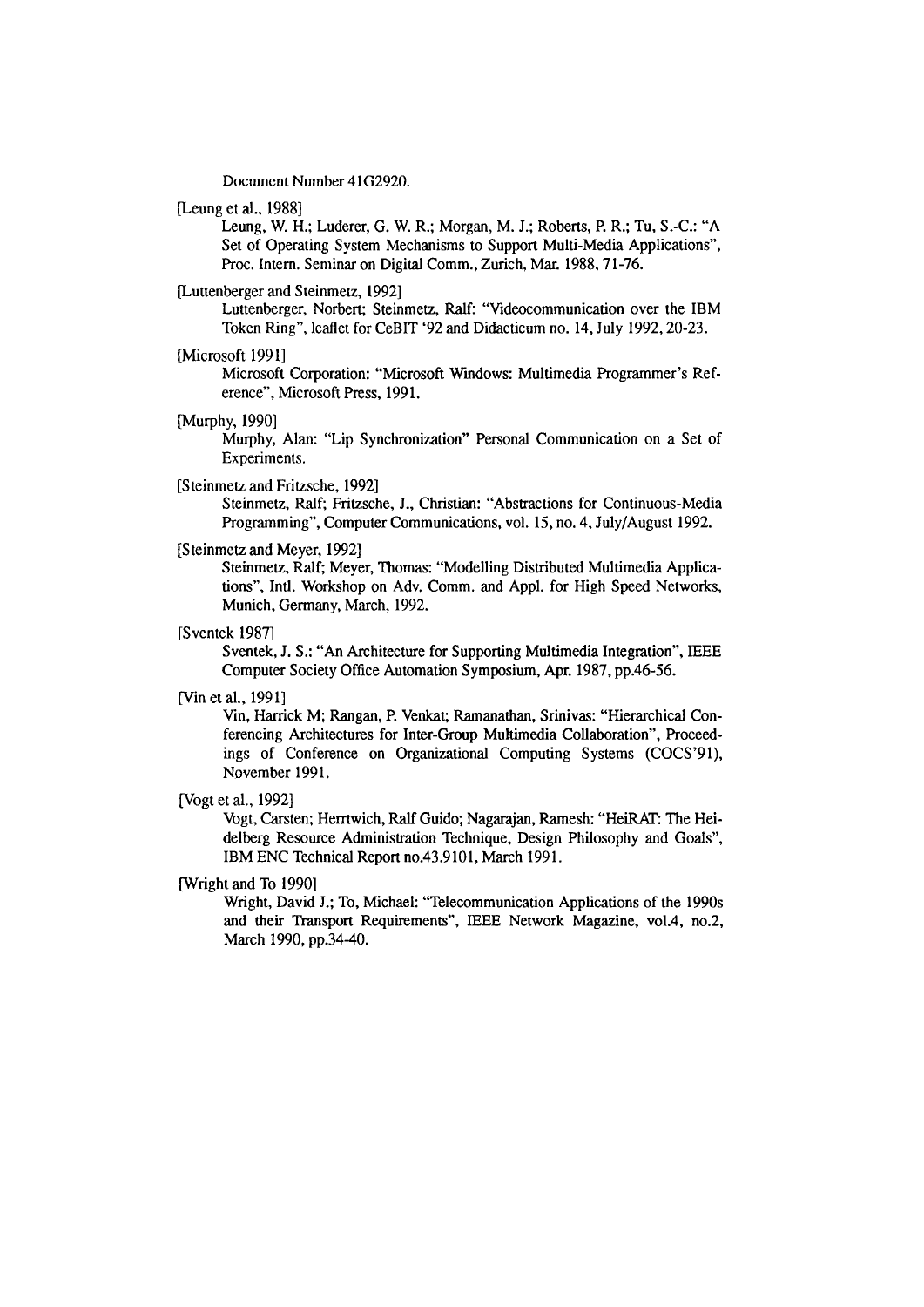Document Number 41G2920.

[Leung et al., 1988]
Leung, W. H.; Luderer, G. W. R.; Morgan, M. J.; Roberts, P. R.; Tu, S.-C.: "A Set of Operating System Mechanisms to Support Multi-Media Applications", Proc. Intern. Seminar on Digital Comm., Zurich, Mar. 1988, 71-76.

[Luttenberger and Steinmetz, 1992]
Luttenberger, Norbert; Steinmetz, Ralf: "Videocommunication over the IBM Token Ring", leaflet for CeBIT '92 and Didacticum no. 14, July 1992, 20-23.

[Microsoft 1991]
Microsoft Corporation: "Microsoft Windows: Multimedia Programmer's Reference", Microsoft Press, 1991.

[Murphy, 1990]
Murphy, Alan: "Lip Synchronization" Personal Communication on a Set of Experiments.

[Steinmetz and Fritzsche, 1992]
Steinmetz, Ralf; Fritzsche, J., Christian: "Abstractions for Continuous-Media Programming", Computer Communications, vol. 15, no. 4, July/August 1992.

[Steinmetz and Meyer, 1992]
Steinmetz, Ralf; Meyer, Thomas: "Modelling Distributed Multimedia Applications", Intl. Workshop on Adv. Comm. and Appl. for High Speed Networks, Munich, Germany, March, 1992.

[Sventek 1987]
Sventek, J. S.: "An Architecture for Supporting Multimedia Integration", IEEE Computer Society Office Automation Symposium, Apr. 1987, pp.46-56.

[Vin et al., 1991]
Vin, Harrick M; Rangan, P. Venkat; Ramanathan, Srinivas: "Hierarchical Conferencing Architectures for Inter-Group Multimedia Collaboration", Proceedings of Conference on Organizational Computing Systems (COCS'91), November 1991.

[Vogt et al., 1992]
Vogt, Carsten; Herrtwich, Ralf Guido; Nagarajan, Ramesh: "HeiRAT: The Heidelberg Resource Administration Technique, Design Philosophy and Goals", IBM ENC Technical Report no.43.9101, March 1991.

[Wright and To 1990]
Wright, David J.; To, Michael: "Telecommunication Applications of the 1990s and their Transport Requirements", IEEE Network Magazine, vol.4, no.2, March 1990, pp.34-40.